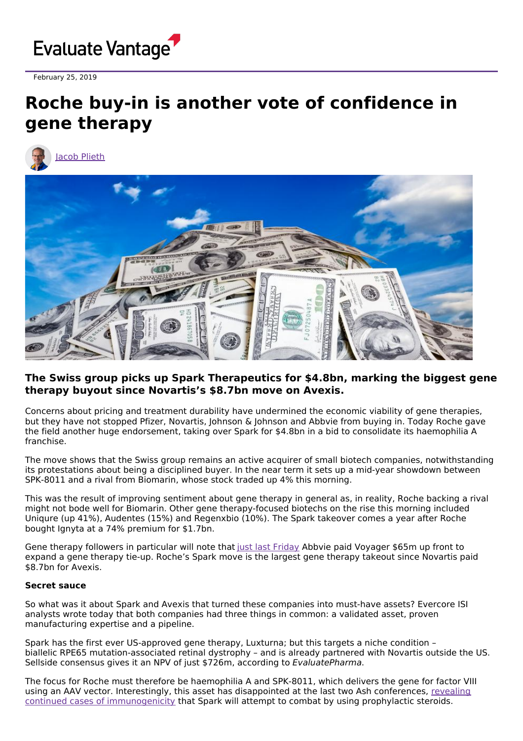Evaluate Vantage

February 25, 2019

# Roche buy-in is another vote of confidence in gene therapy

Jacob Plieth

**The Swiss group picks up Spark Therapeutics for $4.8bn, marking the biggest gene therapy buyout since Novartis's $8.7bn move on Avexis.**

Concerns about pricing and treatment durability have undermined the economic viability of gene therapies, but they have not stopped Pfizer, Novartis, Johnson & Johnson and Abbvie from buying in. Today Roche gave the field another huge endorsement, taking over Spark for $4.8bn in a bid to consolidate its haemophilia A franchise.

The move shows that the Swiss group remains an active acquirer of small biotech companies, notwithstanding its protestations about being a disciplined buyer. In the near term it sets up a mid-year showdown between SPK-8011 and a rival from Biomarin, whose stock traded up 4% this morning.

This was the result of improving sentiment about gene therapy in general as, in reality, Roche backing a rival might not bode well for Biomarin. Other gene therapy-focused biotechs on the rise this morning included Uniqure (up 41%), Audentes (15%) and Regenxbio (10%). The Spark takeover comes a year after Roche bought Ignyta at a 74% premium for $1.7bn.

Gene therapy followers in particular will note that just last Friday Abbvie paid Voyager $65m up front to expand a gene therapy tie-up. Roche's Spark move is the largest gene therapy takeout since Novartis paid $8.7bn for Avexis.

**Secret sauce**

So what was it about Spark and Avexis that turned these companies into must-have assets? Evercore ISI analysts wrote today that both companies had three things in common: a validated asset, proven manufacturing expertise and a pipeline.

Spark has the first ever US-approved gene therapy, Luxturna; but this targets a niche condition – biallelic RPE65 mutation-associated retinal dystrophy – and is already partnered with Novartis outside the US. Sellside consensus gives it an NPV of just $726m, according to *EvaluatePharma*.

The focus for Roche must therefore be haemophilia A and SPK-8011, which delivers the gene for factor VIII using an AAV vector. Interestingly, this asset has disappointed at the last two Ash conferences, revealing continued cases of immunogenicity that Spark will attempt to combat by using prophylactic steroids.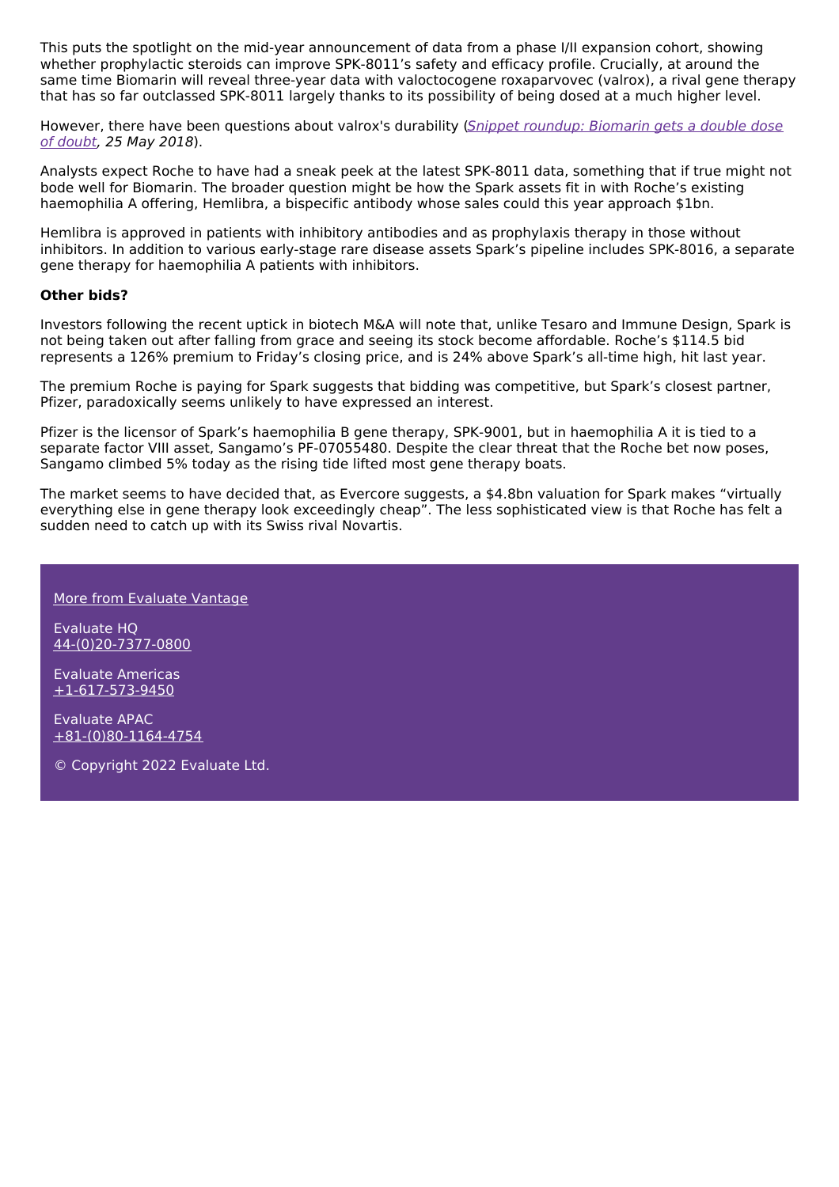This puts the spotlight on the mid-year announcement of data from a phase I/II expansion cohort, showing whether prophylactic steroids can improve SPK-8011's safety and efficacy profile. Crucially, at around the same time Biomarin will reveal three-year data with valoctocogene roxaparvovec (valrox), a rival gene therapy that has so far outclassed SPK-8011 largely thanks to its possibility of being dosed at a much higher level.

However, there have been questions about valrox's durability (*Snippet roundup: Biomarin gets a double dose of doubt, 25 May 2018*).

Analysts expect Roche to have had a sneak peek at the latest SPK-8011 data, something that if true might not bode well for Biomarin. The broader question might be how the Spark assets fit in with Roche's existing haemophilia A offering, Hemlibra, a bispecific antibody whose sales could this year approach $1bn.

Hemlibra is approved in patients with inhibitory antibodies and as prophylaxis therapy in those without inhibitors. In addition to various early-stage rare disease assets Spark's pipeline includes SPK-8016, a separate gene therapy for haemophilia A patients with inhibitors.

**Other bids?**

Investors following the recent uptick in biotech M&A will note that, unlike Tesaro and Immune Design, Spark is not being taken out after falling from grace and seeing its stock become affordable. Roche's $114.5 bid represents a 126% premium to Friday's closing price, and is 24% above Spark's all-time high, hit last year.

The premium Roche is paying for Spark suggests that bidding was competitive, but Spark's closest partner, Pfizer, paradoxically seems unlikely to have expressed an interest.

Pfizer is the licensor of Spark's haemophilia B gene therapy, SPK-9001, but in haemophilia A it is tied to a separate factor VIII asset, Sangamo's PF-07055480. Despite the clear threat that the Roche bet now poses, Sangamo climbed 5% today as the rising tide lifted most gene therapy boats.

The market seems to have decided that, as Evercore suggests, a $4.8bn valuation for Spark makes "virtually everything else in gene therapy look exceedingly cheap". The less sophisticated view is that Roche has felt a sudden need to catch up with its Swiss rival Novartis.

More from Evaluate Vantage

Evaluate HQ
44-(0)20-7377-0800

Evaluate Americas
+1-617-573-9450

Evaluate APAC
+81-(0)80-1164-4754

© Copyright 2022 Evaluate Ltd.